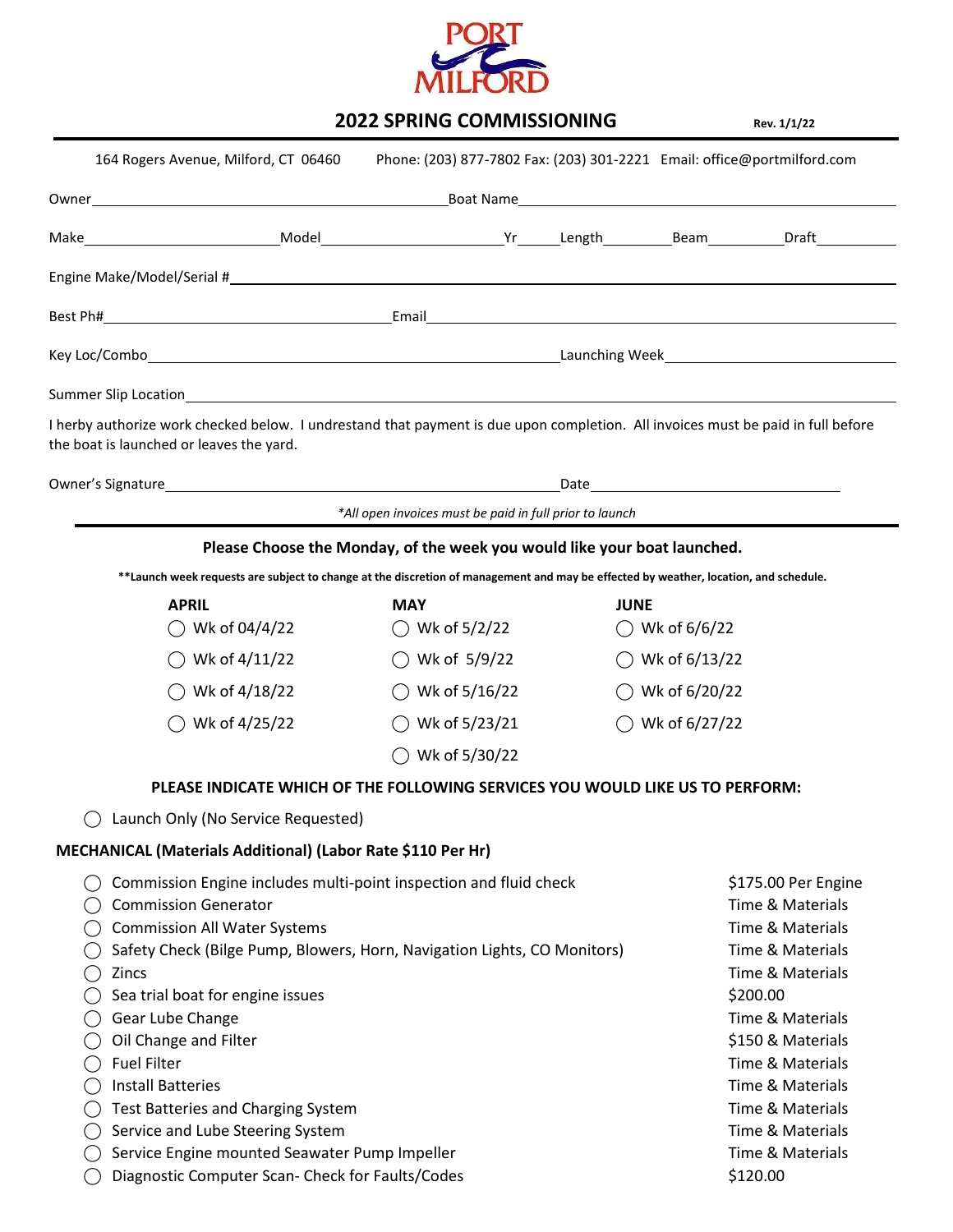PORT MILFORD

# 2022 SPRING COMMISSIONING

**Rev. 1/1/22**

164 Rogers Avenue, Milford, CT 06460 Phone: (203) 877-7802 Fax: (203) 301-2221 Email: office@portmilford.com

Owner\_\_\_\_\_\_\_\_\_\_\_\_\_\_\_\_\_\_\_\_ Boat Name\_\_\_\_\_\_\_\_\_\_\_\_\_\_\_\_\_\_\_\_

Make\_\_\_\_\_\_\_\_\_\_ Model\_\_\_\_\_\_\_\_\_\_ Yr\_\_\_\_ Length\_\_\_\_ Beam\_\_\_\_ Draft\_\_\_\_

Engine Make/Model/Serial #\_\_\_\_\_\_\_\_\_\_\_\_\_\_\_\_\_\_\_\_

Best Ph#\_\_\_\_\_\_\_\_\_\_\_\_\_\_\_\_\_\_\_\_ Email\_\_\_\_\_\_\_\_\_\_\_\_\_\_\_\_\_\_\_\_

Key Loc/Combo\_\_\_\_\_\_\_\_\_\_\_\_\_\_\_\_\_\_\_\_ Launching Week\_\_\_\_\_\_\_\_\_\_\_\_\_\_\_\_\_\_\_\_

Summer Slip Location\_\_\_\_\_\_\_\_\_\_\_\_\_\_\_\_\_\_\_\_

I herby authorize work checked below. I undrestand that payment is due upon completion. All invoices must be paid in full before the boat is launched or leaves the yard.

Owner's Signature\_\_\_\_\_\_\_\_\_\_\_\_\_\_\_\_\_\_\_\_ Date\_\_\_\_\_\_\_\_\_\_\_\_\_\_\_\_\_\_\_\_

*\*All open invoices must be paid in full prior to launch*

**Please Choose the Monday, of the week you would like your boat launched.**

**\*\*Launch week requests are subject to change at the discretion of management and may be effected by weather, location, and schedule.**

| APRIL | MAY | JUNE |
|---|---|---|
| ◯ Wk of 04/4/22 | ◯ Wk of 5/2/22 | ◯ Wk of 6/6/22 |
| ◯ Wk of 4/11/22 | ◯ Wk of 5/9/22 | ◯ Wk of 6/13/22 |
| ◯ Wk of 4/18/22 | ◯ Wk of 5/16/22 | ◯ Wk of 6/20/22 |
| ◯ Wk of 4/25/22 | ◯ Wk of 5/23/21 | ◯ Wk of 6/27/22 |
| | ◯ Wk of 5/30/22 | |

**PLEASE INDICATE WHICH OF THE FOLLOWING SERVICES YOU WOULD LIKE US TO PERFORM:**

◯ Launch Only (No Service Requested)

**MECHANICAL (Materials Additional) (Labor Rate $110 Per Hr)**

| Service | Price |
|---|---|
| ◯ Commission Engine includes multi-point inspection and fluid check | $175.00 Per Engine |
| ◯ Commission Generator | Time & Materials |
| ◯ Commission All Water Systems | Time & Materials |
| ◯ Safety Check (Bilge Pump, Blowers, Horn, Navigation Lights, CO Monitors) | Time & Materials |
| ◯ Zincs | Time & Materials |
| ◯ Sea trial boat for engine issues | $200.00 |
| ◯ Gear Lube Change | Time & Materials |
| ◯ Oil Change and Filter | $150 & Materials |
| ◯ Fuel Filter | Time & Materials |
| ◯ Install Batteries | Time & Materials |
| ◯ Test Batteries and Charging System | Time & Materials |
| ◯ Service and Lube Steering System | Time & Materials |
| ◯ Service Engine mounted Seawater Pump Impeller | Time & Materials |
| ◯ Diagnostic Computer Scan- Check for Faults/Codes | $120.00 |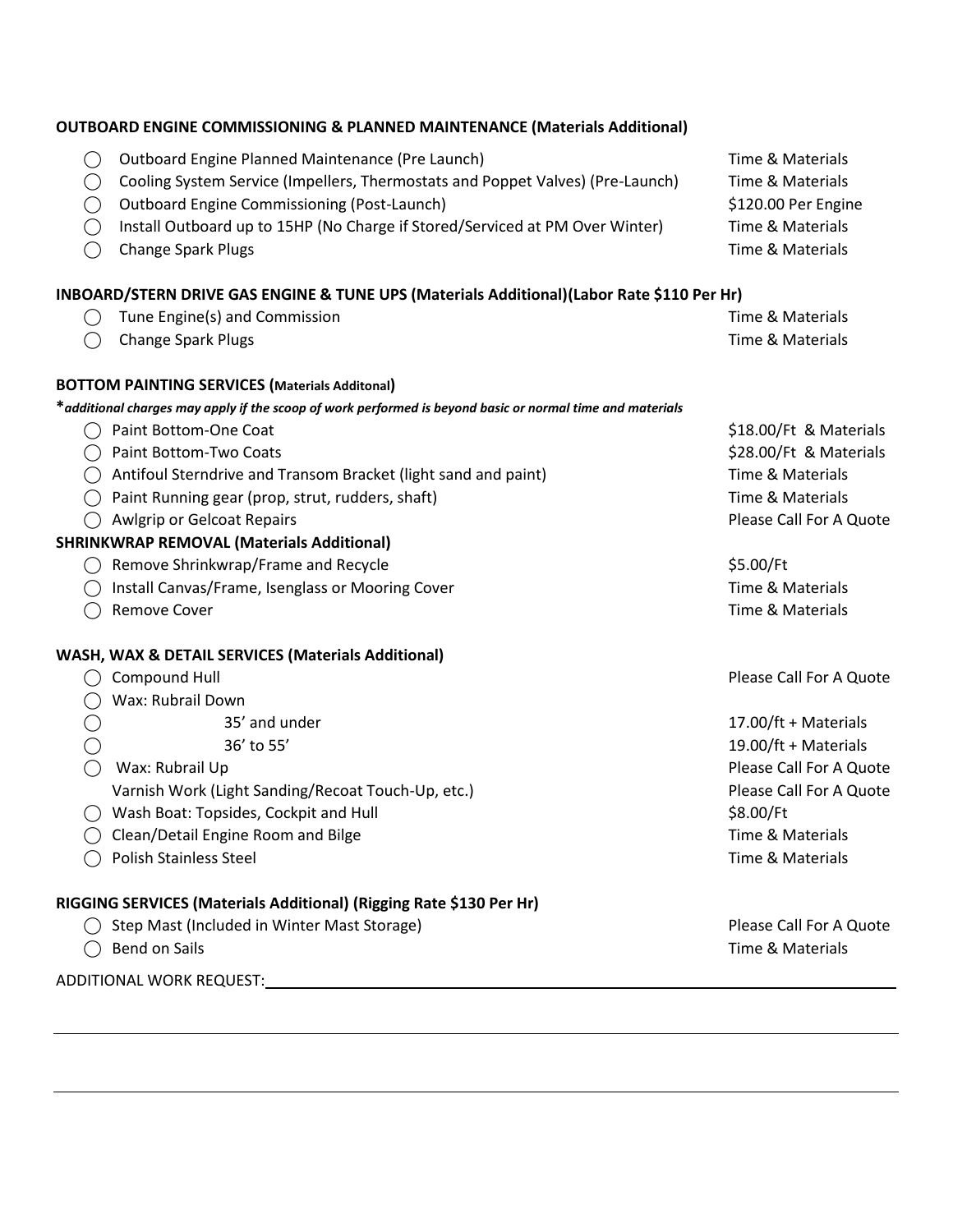**OUTBOARD ENGINE COMMISSIONING & PLANNED MAINTENANCE (Materials Additional)**

| | | |
|---|---|---|
| ◯ | Outboard Engine Planned Maintenance (Pre Launch) | Time & Materials |
| ◯ | Cooling System Service (Impellers, Thermostats and Poppet Valves) (Pre-Launch) | Time & Materials |
| ◯ | Outboard Engine Commissioning (Post-Launch) | $120.00 Per Engine |
| ◯ | Install Outboard up to 15HP (No Charge if Stored/Serviced at PM Over Winter) | Time & Materials |
| ◯ | Change Spark Plugs | Time & Materials |

**INBOARD/STERN DRIVE GAS ENGINE & TUNE UPS (Materials Additional)(Labor Rate $110 Per Hr)**

| | | |
|---|---|---|
| ◯ | Tune Engine(s) and Commission | Time & Materials |
| ◯ | Change Spark Plugs | Time & Materials |

**BOTTOM PAINTING SERVICES (Materials Additonal)**

***additional charges may apply if the scoop of work performed is beyond basic or normal time and materials***

| | | |
|---|---|---|
| ◯ | Paint Bottom-One Coat | $18.00/Ft & Materials |
| ◯ | Paint Bottom-Two Coats | $28.00/Ft & Materials |
| ◯ | Antifoul Sterndrive and Transom Bracket (light sand and paint) | Time & Materials |
| ◯ | Paint Running gear (prop, strut, rudders, shaft) | Time & Materials |
| ◯ | Awlgrip or Gelcoat Repairs | Please Call For A Quote |

**SHRINKWRAP REMOVAL (Materials Additional)**

| | | |
|---|---|---|
| ◯ | Remove Shrinkwrap/Frame and Recycle | $5.00/Ft |
| ◯ | Install Canvas/Frame, Isenglass or Mooring Cover | Time & Materials |
| ◯ | Remove Cover | Time & Materials |

**WASH, WAX & DETAIL SERVICES (Materials Additional)**

| | | |
|---|---|---|
| ◯ | Compound Hull | Please Call For A Quote |
| ◯ | Wax: Rubrail Down | |
| ◯ | 35' and under | 17.00/ft + Materials |
| ◯ | 36' to 55' | 19.00/ft + Materials |
| ◯ | Wax: Rubrail Up | Please Call For A Quote |
| | Varnish Work (Light Sanding/Recoat Touch-Up, etc.) | Please Call For A Quote |
| ◯ | Wash Boat: Topsides, Cockpit and Hull | $8.00/Ft |
| ◯ | Clean/Detail Engine Room and Bilge | Time & Materials |
| ◯ | Polish Stainless Steel | Time & Materials |

**RIGGING SERVICES (Materials Additional) (Rigging Rate $130 Per Hr)**

| | | |
|---|---|---|
| ◯ | Step Mast (Included in Winter Mast Storage) | Please Call For A Quote |
| ◯ | Bend on Sails | Time & Materials |

ADDITIONAL WORK REQUEST: ______________________________________________

______________________________________________________________________

______________________________________________________________________